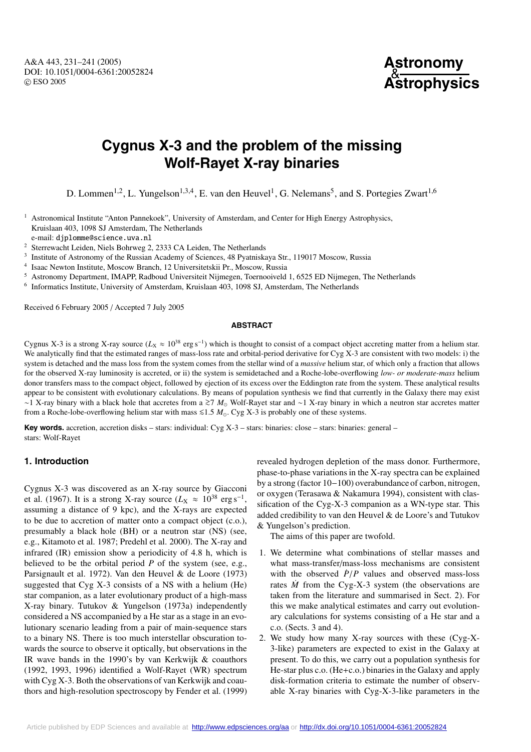# Cygnus X-3 and the problem of the missing Wolf-Rayet X-ray binaries

D. Lommen[1,2], L. Yungelson[1,3,4], E. van den Heuvel[1], G. Nelemans[5], and S. Portegies Zwart[1,6]

[1] Astronomical Institute "Anton Pannekoek", University of Amsterdam, and Center for High Energy Astrophysics, Kruislaan 403, 1098 SJ Amsterdam, The Netherlands
e-mail: djplomme@science.uva.nl

[2] Sterrewacht Leiden, Niels Bohrweg 2, 2333 CA Leiden, The Netherlands

[3] Institute of Astronomy of the Russian Academy of Sciences, 48 Pyatniskaya Str., 119017 Moscow, Russia

[4] Isaac Newton Institute, Moscow Branch, 12 Universitetskii Pr., Moscow, Russia

[5] Astronomy Department, IMAPP, Radboud Universiteit Nijmegen, Toernooiveld 1, 6525 ED Nijmegen, The Netherlands

[6] Informatics Institute, University of Amsterdam, Kruislaan 403, 1098 SJ, Amsterdam, The Netherlands

Received 6 February 2005 / Accepted 7 July 2005

**ABSTRACT**

Cygnus X-3 is a strong X-ray source ($L_X \approx 10^{38}$ erg s$^{-1}$) which is thought to consist of a compact object accreting matter from a helium star. We analytically find that the estimated ranges of mass-loss rate and orbital-period derivative for Cyg X-3 are consistent with two models: i) the system is detached and the mass loss from the system comes from the stellar wind of a *massive* helium star, of which only a fraction that allows for the observed X-ray luminosity is accreted, or ii) the system is semidetached and a Roche-lobe-overflowing *low- or moderate-mass* helium donor transfers mass to the compact object, followed by ejection of its excess over the Eddington rate from the system. These analytical results appear to be consistent with evolutionary calculations. By means of population synthesis we find that currently in the Galaxy there may exist ~1 X-ray binary with a black hole that accretes from a $\gtrsim 7\ M_\odot$ Wolf-Rayet star and ~1 X-ray binary in which a neutron star accretes matter from a Roche-lobe-overflowing helium star with mass $\lesssim 1.5\ M_\odot$. Cyg X-3 is probably one of these systems.

**Key words.** accretion, accretion disks – stars: individual: Cyg X-3 – stars: binaries: close – stars: binaries: general – stars: Wolf-Rayet

## 1. Introduction

Cygnus X-3 was discovered as an X-ray source by Giacconi et al. (1967). It is a strong X-ray source ($L_X \approx 10^{38}$ erg s$^{-1}$, assuming a distance of 9 kpc), and the X-rays are expected to be due to accretion of matter onto a compact object (c.o.), presumably a black hole (BH) or a neutron star (NS) (see, e.g., Kitamoto et al. 1987; Predehl et al. 2000). The X-ray and infrared (IR) emission show a periodicity of 4.8 h, which is believed to be the orbital period $P$ of the system (see, e.g., Parsignault et al. 1972). Van den Heuvel & de Loore (1973) suggested that Cyg X-3 consists of a NS with a helium (He) star companion, as a later evolutionary product of a high-mass X-ray binary. Tutukov & Yungelson (1973a) independently considered a NS accompanied by a He star as a stage in an evolutionary scenario leading from a pair of main-sequence stars to a binary NS. There is too much interstellar obscuration towards the source to observe it optically, but observations in the IR wave bands in the 1990's by van Kerkwijk & coauthors (1992, 1993, 1996) identified a Wolf-Rayet (WR) spectrum with Cyg X-3. Both the observations of van Kerkwijk and coauthors and high-resolution spectroscopy by Fender et al. (1999) revealed hydrogen depletion of the mass donor. Furthermore, phase-to-phase variations in the X-ray spectra can be explained by a strong (factor 10–100) overabundance of carbon, nitrogen, or oxygen (Terasawa & Nakamura 1994), consistent with classification of the Cyg-X-3 companion as a WN-type star. This added credibility to van den Heuvel & de Loore's and Tutukov & Yungelson's prediction.

The aims of this paper are twofold.

1. We determine what combinations of stellar masses and what mass-transfer/mass-loss mechanisms are consistent with the observed $\dot{P}/P$ values and observed mass-loss rates $\dot{M}$ from the Cyg-X-3 system (the observations are taken from the literature and summarised in Sect. 2). For this we make analytical estimates and carry out evolutionary calculations for systems consisting of a He star and a c.o. (Sects. 3 and 4).
2. We study how many X-ray sources with these (Cyg-X-3-like) parameters are expected to exist in the Galaxy at present. To do this, we carry out a population synthesis for He-star plus c.o. (He+c.o.) binaries in the Galaxy and apply disk-formation criteria to estimate the number of observable X-ray binaries with Cyg-X-3-like parameters in the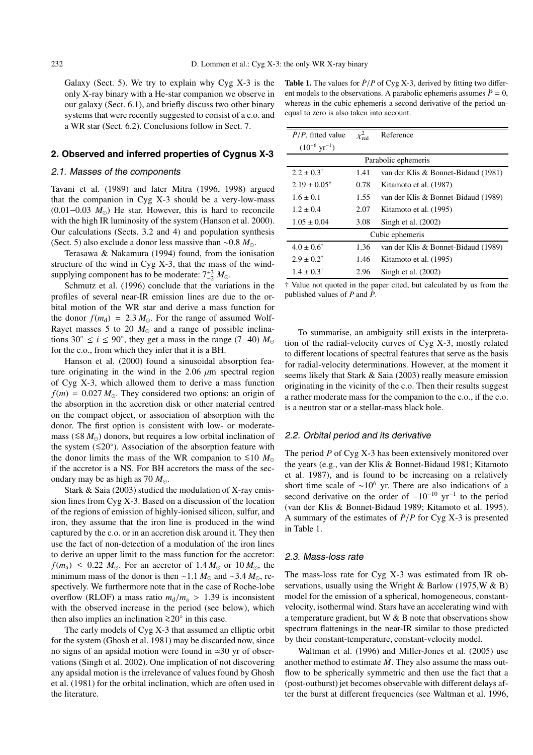Galaxy (Sect. 5). We try to explain why Cyg X-3 is the only X-ray binary with a He-star companion we observe in our galaxy (Sect. 6.1), and briefly discuss two other binary systems that were recently suggested to consist of a c.o. and a WR star (Sect. 6.2). Conclusions follow in Sect. 7.

## 2. Observed and inferred properties of Cygnus X-3

### 2.1. Masses of the components

Tavani et al. (1989) and later Mitra (1996, 1998) argued that the companion in Cyg X-3 should be a very-low-mass ($0.01-0.03\ M_\odot$) He star. However, this is hard to reconcile with the high IR luminosity of the system (Hanson et al. 2000). Our calculations (Sects. 3.2 and 4) and population synthesis (Sect. 5) also exclude a donor less massive than $\sim 0.8\ M_\odot$.

Terasawa & Nakamura (1994) found, from the ionisation structure of the wind in Cyg X-3, that the mass of the wind-supplying component has to be moderate: $7^{+3}_{-2}\ M_\odot$.

Schmutz et al. (1996) conclude that the variations in the profiles of several near-IR emission lines are due to the orbital motion of the WR star and derive a mass function for the donor $f(m_d) = 2.3\ M_\odot$. For the range of assumed Wolf-Rayet masses 5 to 20 $M_\odot$ and a range of possible inclinations $30^\circ \le i \le 90^\circ$, they get a mass in the range (7−40) $M_\odot$ for the c.o., from which they infer that it is a BH.

Hanson et al. (2000) found a sinusoidal absorption feature originating in the wind in the 2.06 $\mu$m spectral region of Cyg X-3, which allowed them to derive a mass function $f(m) = 0.027\ M_\odot$. They considered two options: an origin of the absorption in the accretion disk or other material centred on the compact object, or association of absorption with the donor. The first option is consistent with low- or moderate-mass ($\lesssim 8\ M_\odot$) donors, but requires a low orbital inclination of the system ($\lesssim 20^\circ$). Association of the absorption feature with the donor limits the mass of the WR companion to $\lesssim 10\ M_\odot$ if the accretor is a NS. For BH accretors the mass of the secondary may be as high as 70 $M_\odot$.

Stark & Saia (2003) studied the modulation of X-ray emission lines from Cyg X-3. Based on a discussion of the location of the regions of emission of highly-ionised silicon, sulfur, and iron, they assume that the iron line is produced in the wind captured by the c.o. or in an accretion disk around it. They then use the fact of non-detection of a modulation of the iron lines to derive an upper limit to the mass function for the accretor: $f(m_a) \le 0.22\ M_\odot$. For an accretor of 1.4 $M_\odot$ or 10 $M_\odot$, the minimum mass of the donor is then $\sim 1.1\ M_\odot$ and $\sim 3.4\ M_\odot$, respectively. We furthermore note that in the case of Roche-lobe overflow (RLOF) a mass ratio $m_d/m_a > 1.39$ is inconsistent with the observed increase in the period (see below), which then also implies an inclination $\gtrsim 20^\circ$ in this case.

The early models of Cyg X-3 that assumed an elliptic orbit for the system (Ghosh et al. 1981) may be discarded now, since no signs of an apsidal motion were found in $\simeq 30$ yr of observations (Singh et al. 2002). One implication of not discovering any apsidal motion is the irrelevance of values found by Ghosh et al. (1981) for the orbital inclination, which are often used in the literature.

**Table 1.** The values for $\dot{P}/P$ of Cyg X-3, derived by fitting two different models to the observations. A parabolic ephemeris assumes $\ddot{P} = 0$, whereas in the cubic ephemeris a second derivative of the period unequal to zero is also taken into account.

| $\dot{P}/P$, fitted value ($10^{-6}$ yr$^{-1}$) | $\chi^2_{\rm red}$ | Reference |
|---|---|---|
| Parabolic ephemeris | | |
| $2.2 \pm 0.3^\dagger$ | 1.41 | van der Klis & Bonnet-Bidaud (1981) |
| $2.19 \pm 0.05^\dagger$ | 0.78 | Kitamoto et al. (1987) |
| $1.6 \pm 0.1$ | 1.55 | van der Klis & Bonnet-Bidaud (1989) |
| $1.2 \pm 0.4$ | 2.07 | Kitamoto et al. (1995) |
| $1.05 \pm 0.04$ | 3.08 | Singh et al. (2002) |
| Cubic ephemeris | | |
| $4.0 \pm 0.6^\dagger$ | 1.36 | van der Klis & Bonnet-Bidaud (1989) |
| $2.9 \pm 0.2^\dagger$ | 1.46 | Kitamoto et al. (1995) |
| $1.4 \pm 0.3^\dagger$ | 2.96 | Singh et al. (2002) |

† Value not quoted in the paper cited, but calculated by us from the published values of $P$ and $\dot{P}$.

To summarise, an ambiguity still exists in the interpretation of the radial-velocity curves of Cyg X-3, mostly related to different locations of spectral features that serve as the basis for radial-velocity determinations. However, at the moment it seems likely that Stark & Saia (2003) really measure emission originating in the vicinity of the c.o. Then their results suggest a rather moderate mass for the companion to the c.o., if the c.o. is a neutron star or a stellar-mass black hole.

### 2.2. Orbital period and its derivative

The period $P$ of Cyg X-3 has been extensively monitored over the years (e.g., van der Klis & Bonnet-Bidaud 1981; Kitamoto et al. 1987), and is found to be increasing on a relatively short time scale of $\sim 10^6$ yr. There are also indications of a second derivative on the order of $-10^{-10}$ yr$^{-1}$ to the period (van der Klis & Bonnet-Bidaud 1989; Kitamoto et al. 1995). A summary of the estimates of $\dot{P}/P$ for Cyg X-3 is presented in Table 1.

### 2.3. Mass-loss rate

The mass-loss rate for Cyg X-3 was estimated from IR observations, usually using the Wright & Barlow (1975,W & B) model for the emission of a spherical, homogeneous, constant-velocity, isothermal wind. Stars have an accelerating wind with a temperature gradient, but W & B note that observations show spectrum flattenings in the near-IR similar to those predicted by their constant-temperature, constant-velocity model.

Waltman et al. (1996) and Miller-Jones et al. (2005) use another method to estimate $\dot{M}$. They also assume the mass outflow to be spherically symmetric and then use the fact that a (post-outburst) jet becomes observable with different delays after the burst at different frequencies (see Waltman et al. 1996,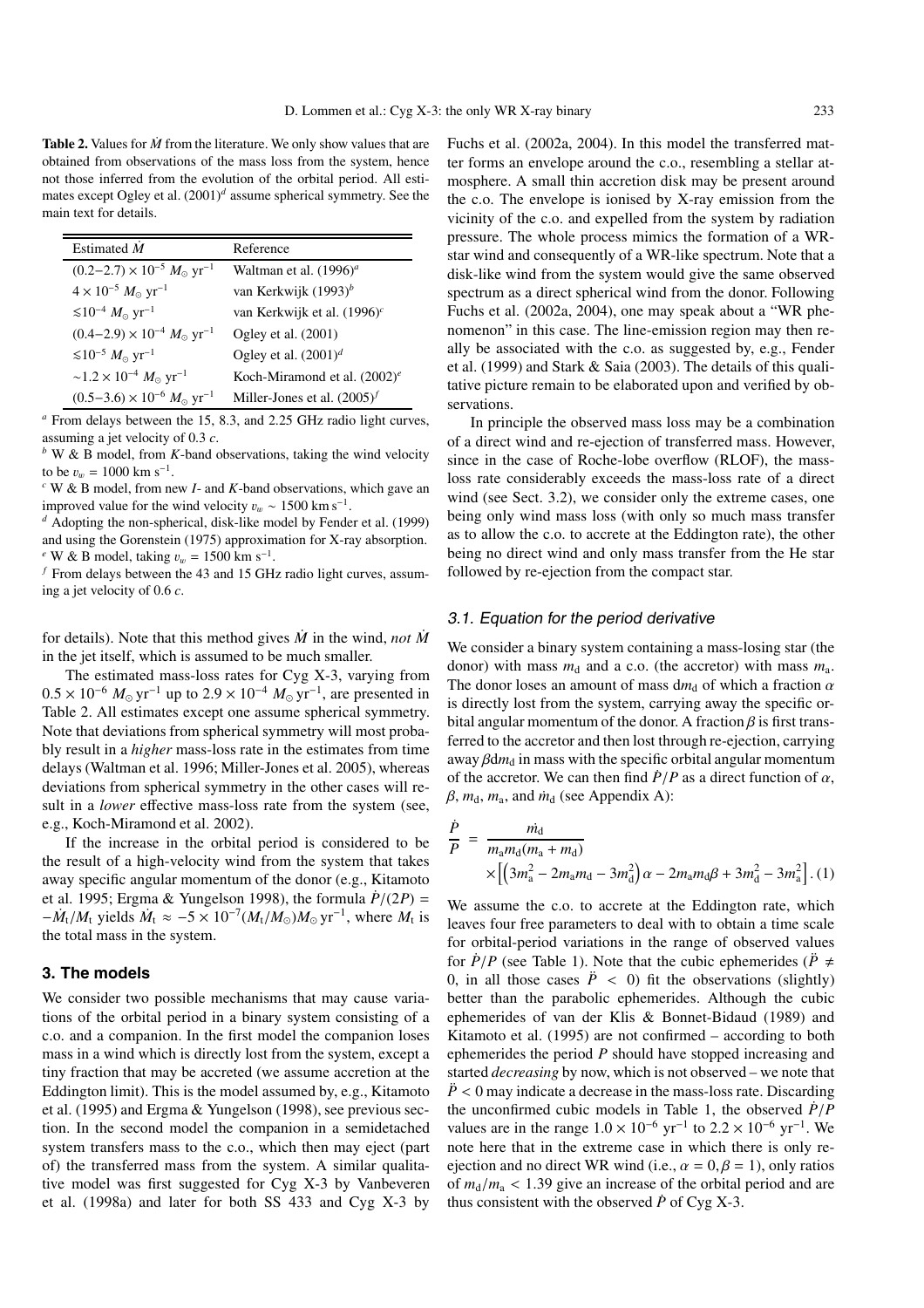**Table 2.** Values for $\dot{M}$ from the literature. We only show values that are obtained from observations of the mass loss from the system, hence not those inferred from the evolution of the orbital period. All estimates except Ogley et al. (2001)[d] assume spherical symmetry. See the main text for details.

| Estimated $\dot{M}$ | Reference |
|---|---|
| $(0.2{-}2.7) \times 10^{-5}\ M_\odot\ \mathrm{yr}^{-1}$ | Waltman et al. (1996)[a] |
| $4 \times 10^{-5}\ M_\odot\ \mathrm{yr}^{-1}$ | van Kerkwijk (1993)[b] |
| $\lesssim 10^{-4}\ M_\odot\ \mathrm{yr}^{-1}$ | van Kerkwijk et al. (1996)[c] |
| $(0.4{-}2.9) \times 10^{-4}\ M_\odot\ \mathrm{yr}^{-1}$ | Ogley et al. (2001) |
| $\lesssim 10^{-5}\ M_\odot\ \mathrm{yr}^{-1}$ | Ogley et al. (2001)[d] |
| $\sim 1.2 \times 10^{-4}\ M_\odot\ \mathrm{yr}^{-1}$ | Koch-Miramond et al. (2002)[e] |
| $(0.5{-}3.6) \times 10^{-6}\ M_\odot\ \mathrm{yr}^{-1}$ | Miller-Jones et al. (2005)[f] |

[a] From delays between the 15, 8.3, and 2.25 GHz radio light curves, assuming a jet velocity of 0.3 *c*.
[b] W & B model, from *K*-band observations, taking the wind velocity to be $v_w = 1000$ km s$^{-1}$.
[c] W & B model, from new *I*- and *K*-band observations, which gave an improved value for the wind velocity $v_w \sim 1500$ km s$^{-1}$.
[d] Adopting the non-spherical, disk-like model by Fender et al. (1999) and using the Gorenstein (1975) approximation for X-ray absorption.
[e] W & B model, taking $v_w = 1500$ km s$^{-1}$.
[f] From delays between the 43 and 15 GHz radio light curves, assuming a jet velocity of 0.6 *c*.

for details). Note that this method gives $\dot{M}$ in the wind, *not* $\dot{M}$ in the jet itself, which is assumed to be much smaller.

The estimated mass-loss rates for Cyg X-3, varying from $0.5 \times 10^{-6}\ M_\odot\ \mathrm{yr}^{-1}$ up to $2.9 \times 10^{-4}\ M_\odot\ \mathrm{yr}^{-1}$, are presented in Table 2. All estimates except one assume spherical symmetry. Note that deviations from spherical symmetry will most probably result in a *higher* mass-loss rate in the estimates from time delays (Waltman et al. 1996; Miller-Jones et al. 2005), whereas deviations from spherical symmetry in the other cases will result in a *lower* effective mass-loss rate from the system (see, e.g., Koch-Miramond et al. 2002).

If the increase in the orbital period is considered to be the result of a high-velocity wind from the system that takes away specific angular momentum of the donor (e.g., Kitamoto et al. 1995; Ergma & Yungelson 1998), the formula $\dot{P}/(2P) = -\dot{M}_t/M_t$ yields $\dot{M}_t \approx -5 \times 10^{-7}(M_t/M_\odot) M_\odot\ \mathrm{yr}^{-1}$, where $M_t$ is the total mass in the system.

## 3. The models

We consider two possible mechanisms that may cause variations of the orbital period in a binary system consisting of a c.o. and a companion. In the first model the companion loses mass in a wind which is directly lost from the system, except a tiny fraction that may be accreted (we assume accretion at the Eddington limit). This is the model assumed by, e.g., Kitamoto et al. (1995) and Ergma & Yungelson (1998), see previous section. In the second model the companion in a semidetached system transfers mass to the c.o., which then may eject (part of) the transferred mass from the system. A similar qualitative model was first suggested for Cyg X-3 by Vanbeveren et al. (1998a) and later for both SS 433 and Cyg X-3 by Fuchs et al. (2002a, 2004). In this model the transferred matter forms an envelope around the c.o., resembling a stellar atmosphere. A small thin accretion disk may be present around the c.o. The envelope is ionised by X-ray emission from the vicinity of the c.o. and expelled from the system by radiation pressure. The whole process mimics the formation of a WR-star wind and consequently of a WR-like spectrum. Note that a disk-like wind from the system would give the same observed spectrum as a direct spherical wind from the donor. Following Fuchs et al. (2002a, 2004), one may speak about a "WR phenomenon" in this case. The line-emission region may then really be associated with the c.o. as suggested by, e.g., Fender et al. (1999) and Stark & Saia (2003). The details of this qualitative picture remain to be elaborated upon and verified by observations.

In principle the observed mass loss may be a combination of a direct wind and re-ejection of transferred mass. However, since in the case of Roche-lobe overflow (RLOF), the mass-loss rate considerably exceeds the mass-loss rate of a direct wind (see Sect. 3.2), we consider only the extreme cases, one being only wind mass loss (with only so much mass transfer as to allow the c.o. to accrete at the Eddington rate), the other being no direct wind and only mass transfer from the He star followed by re-ejection from the compact star.

### 3.1. Equation for the period derivative

We consider a binary system containing a mass-losing star (the donor) with mass $m_d$ and a c.o. (the accretor) with mass $m_a$. The donor loses an amount of mass $dm_d$ of which a fraction $\alpha$ is directly lost from the system, carrying away the specific orbital angular momentum of the donor. A fraction $\beta$ is first transferred to the accretor and then lost through re-ejection, carrying away $\beta dm_d$ in mass with the specific orbital angular momentum of the accretor. We can then find $\dot{P}/P$ as a direct function of $\alpha$, $\beta$, $m_d$, $m_a$, and $\dot{m}_d$ (see Appendix A):

$$\frac{\dot{P}}{P} = \frac{\dot{m}_d}{m_a m_d (m_a + m_d)} \times \left[ \left(3m_a^2 - 2m_a m_d - 3m_d^2\right)\alpha - 2m_a m_d \beta + 3m_d^2 - 3m_a^2 \right]. \quad (1)$$

We assume the c.o. to accrete at the Eddington rate, which leaves four free parameters to deal with to obtain a time scale for orbital-period variations in the range of observed values for $\dot{P}/P$ (see Table 1). Note that the cubic ephemerides ($\ddot{P} \neq 0$, in all those cases $\ddot{P} < 0$) fit the observations (slightly) better than the parabolic ephemerides. Although the cubic ephemerides of van der Klis & Bonnet-Bidaud (1989) and Kitamoto et al. (1995) are not confirmed – according to both ephemerides the period $P$ should have stopped increasing and started *decreasing* by now, which is not observed – we note that $\ddot{P} < 0$ may indicate a decrease in the mass-loss rate. Discarding the unconfirmed cubic models in Table 1, the observed $\dot{P}/P$ values are in the range $1.0 \times 10^{-6}\ \mathrm{yr}^{-1}$ to $2.2 \times 10^{-6}\ \mathrm{yr}^{-1}$. We note here that in the extreme case in which there is only re-ejection and no direct WR wind (i.e., $\alpha = 0, \beta = 1$), only ratios of $m_d/m_a < 1.39$ give an increase of the orbital period and are thus consistent with the observed $\dot{P}$ of Cyg X-3.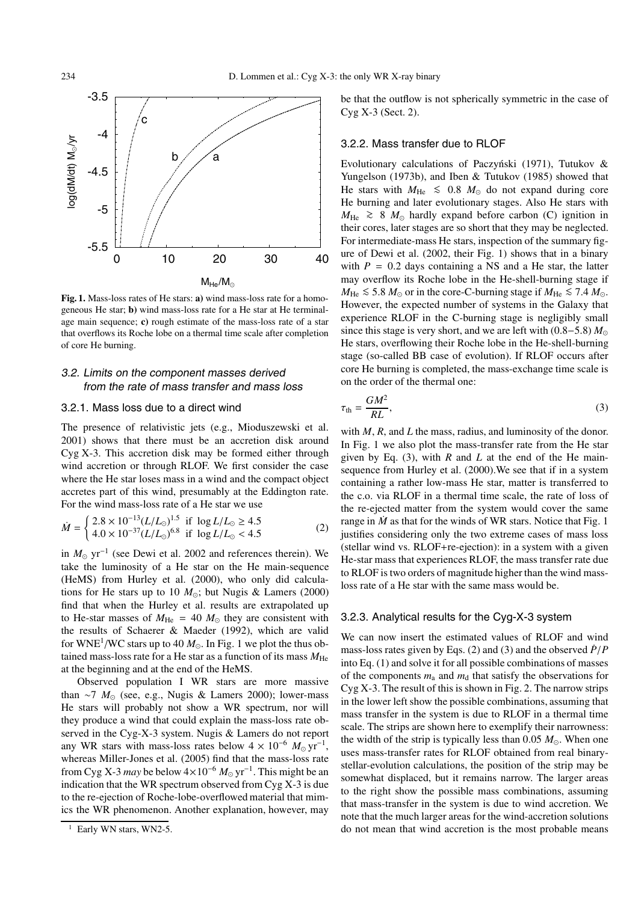**Fig. 1.** Mass-loss rates of He stars: **a)** wind mass-loss rate for a homogeneous He star; **b)** wind mass-loss rate for a He star at He terminal-age main sequence; **c)** rough estimate of the mass-loss rate of a star that overflows its Roche lobe on a thermal time scale after completion of core He burning.

### *3.2. Limits on the component masses derived from the rate of mass transfer and mass loss*

#### 3.2.1. Mass loss due to a direct wind

The presence of relativistic jets (e.g., Mioduszewski et al. 2001) shows that there must be an accretion disk around Cyg X-3. This accretion disk may be formed either through wind accretion or through RLOF. We first consider the case where the He star loses mass in a wind and the compact object accretes part of this wind, presumably at the Eddington rate. For the wind mass-loss rate of a He star we use

$$\dot{M} = \begin{cases} 2.8 \times 10^{-13} (L/L_{\odot})^{1.5} & \text{if } \log L/L_{\odot} \geq 4.5 \\ 4.0 \times 10^{-37} (L/L_{\odot})^{6.8} & \text{if } \log L/L_{\odot} < 4.5 \end{cases} \tag{2}$$

in $M_{\odot}$ yr$^{-1}$ (see Dewi et al. 2002 and references therein). We take the luminosity of a He star on the He main-sequence (HeMS) from Hurley et al. (2000), who only did calculations for He stars up to 10 $M_{\odot}$; but Nugis & Lamers (2000) find that when the Hurley et al. results are extrapolated up to He-star masses of $M_{\rm He} = 40$ $M_{\odot}$ they are consistent with the results of Schaerer & Maeder (1992), which are valid for WNE[1]/WC stars up to 40 $M_{\odot}$. In Fig. 1 we plot the thus obtained mass-loss rate for a He star as a function of its mass $M_{\rm He}$ at the beginning and at the end of the HeMS.

Observed population I WR stars are more massive than ~7 $M_{\odot}$ (see, e.g., Nugis & Lamers 2000); lower-mass He stars will probably not show a WR spectrum, nor will they produce a wind that could explain the mass-loss rate observed in the Cyg-X-3 system. Nugis & Lamers do not report any WR stars with mass-loss rates below $4 \times 10^{-6}$ $M_{\odot}$ yr$^{-1}$, whereas Miller-Jones et al. (2005) find that the mass-loss rate from Cyg X-3 *may* be below $4 \times 10^{-6}$ $M_{\odot}$ yr$^{-1}$. This might be an indication that the WR spectrum observed from Cyg X-3 is due to the re-ejection of Roche-lobe-overflowed material that mimics the WR phenomenon. Another explanation, however, may be that the outflow is not spherically symmetric in the case of Cyg X-3 (Sect. 2).

[1] Early WN stars, WN2-5.

#### 3.2.2. Mass transfer due to RLOF

Evolutionary calculations of Paczyński (1971), Tutukov & Yungelson (1973b), and Iben & Tutukov (1985) showed that He stars with $M_{\rm He} \lesssim 0.8$ $M_{\odot}$ do not expand during core He burning and later evolutionary stages. Also He stars with $M_{\rm He} \gtrsim 8$ $M_{\odot}$ hardly expand before carbon (C) ignition in their cores, later stages are so short that they may be neglected. For intermediate-mass He stars, inspection of the summary figure of Dewi et al. (2002, their Fig. 1) shows that in a binary with $P = 0.2$ days containing a NS and a He star, the latter may overflow its Roche lobe in the He-shell-burning stage if $M_{\rm He} \lesssim 5.8$ $M_{\odot}$ or in the core-C-burning stage if $M_{\rm He} \lesssim 7.4$ $M_{\odot}$. However, the expected number of systems in the Galaxy that experience RLOF in the C-burning stage is negligibly small since this stage is very short, and we are left with (0.8−5.8) $M_{\odot}$ He stars, overflowing their Roche lobe in the He-shell-burning stage (so-called BB case of evolution). If RLOF occurs after core He burning is completed, the mass-exchange time scale is on the order of the thermal one:

$$\tau_{\rm th} = \frac{GM^2}{RL}, \tag{3}$$

with $M$, $R$, and $L$ the mass, radius, and luminosity of the donor. In Fig. 1 we also plot the mass-transfer rate from the He star given by Eq. (3), with $R$ and $L$ at the end of the He main-sequence from Hurley et al. (2000).We see that if in a system containing a rather low-mass He star, matter is transferred to the c.o. via RLOF in a thermal time scale, the rate of loss of the re-ejected matter from the system would cover the same range in $\dot{M}$ as that for the winds of WR stars. Notice that Fig. 1 justifies considering only the two extreme cases of mass loss (stellar wind vs. RLOF+re-ejection): in a system with a given He-star mass that experiences RLOF, the mass transfer rate due to RLOF is two orders of magnitude higher than the wind mass-loss rate of a He star with the same mass would be.

#### 3.2.3. Analytical results for the Cyg-X-3 system

We can now insert the estimated values of RLOF and wind mass-loss rates given by Eqs. (2) and (3) and the observed $\dot{P}/P$ into Eq. (1) and solve it for all possible combinations of masses of the components $m_{\rm a}$ and $m_{\rm d}$ that satisfy the observations for Cyg X-3. The result of this is shown in Fig. 2. The narrow strips in the lower left show the possible combinations, assuming that mass transfer in the system is due to RLOF in a thermal time scale. The strips are shown here to exemplify their narrowness: the width of the strip is typically less than 0.05 $M_{\odot}$. When one uses mass-transfer rates for RLOF obtained from real binary-stellar-evolution calculations, the position of the strip may be somewhat displaced, but it remains narrow. The larger areas to the right show the possible mass combinations, assuming that mass-transfer in the system is due to wind accretion. We note that the much larger areas for the wind-accretion solutions do not mean that wind accretion is the most probable means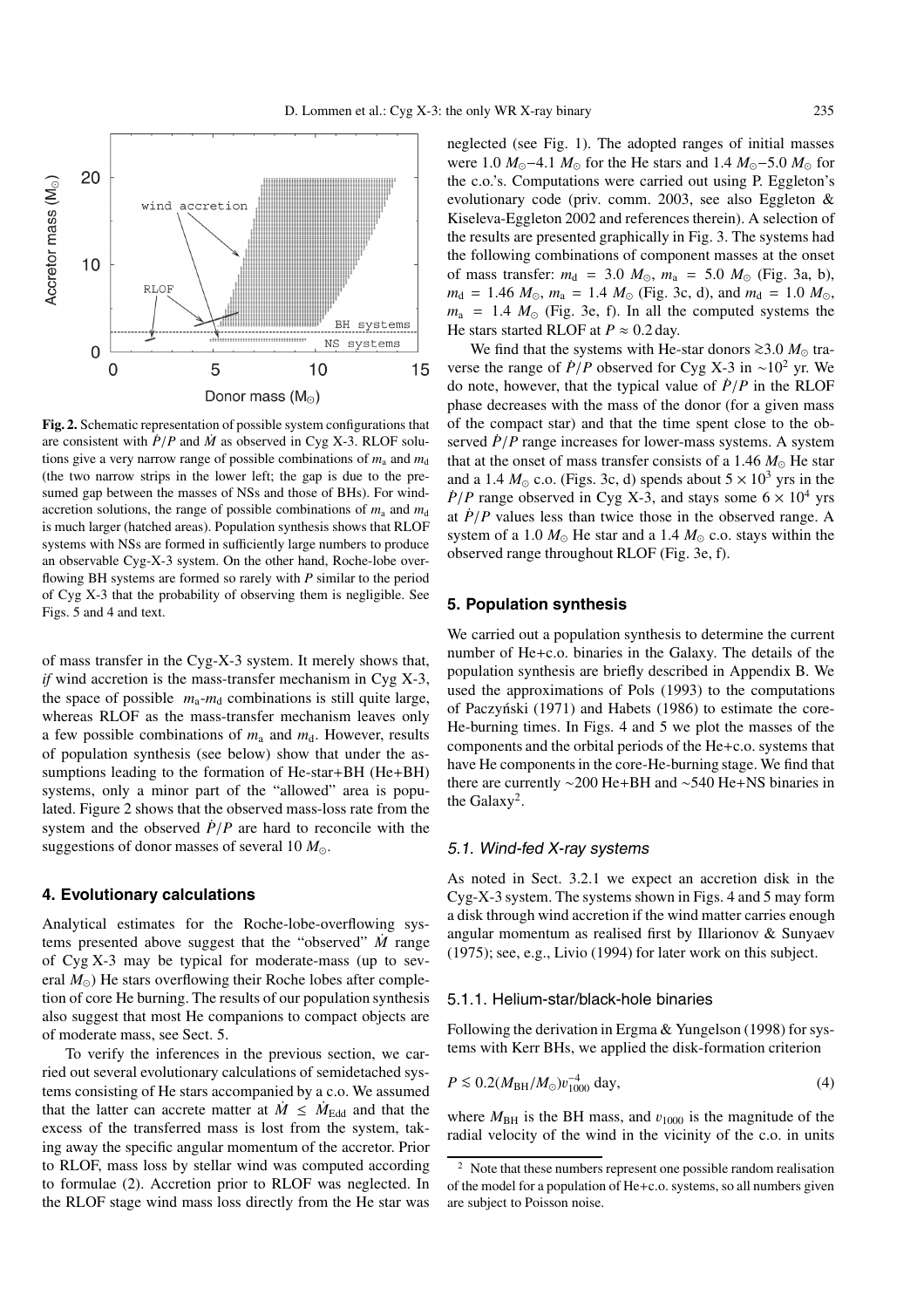**Fig. 2.** Schematic representation of possible system configurations that are consistent with $\dot{P}/P$ and $\dot{M}$ as observed in Cyg X-3. RLOF solutions give a very narrow range of possible combinations of $m_a$ and $m_d$ (the two narrow strips in the lower left; the gap is due to the presumed gap between the masses of NSs and those of BHs). For wind-accretion solutions, the range of possible combinations of $m_a$ and $m_d$ is much larger (hatched areas). Population synthesis shows that RLOF systems with NSs are formed in sufficiently large numbers to produce an observable Cyg-X-3 system. On the other hand, Roche-lobe overflowing BH systems are formed so rarely with $P$ similar to the period of Cyg X-3 that the probability of observing them is negligible. See Figs. 5 and 4 and text.

of mass transfer in the Cyg-X-3 system. It merely shows that, *if* wind accretion is the mass-transfer mechanism in Cyg X-3, the space of possible $m_a$-$m_d$ combinations is still quite large, whereas RLOF as the mass-transfer mechanism leaves only a few possible combinations of $m_a$ and $m_d$. However, results of population synthesis (see below) show that under the assumptions leading to the formation of He-star+BH (He+BH) systems, only a minor part of the "allowed" area is populated. Figure 2 shows that the observed mass-loss rate from the system and the observed $\dot{P}/P$ are hard to reconcile with the suggestions of donor masses of several 10 $M_{\odot}$.

## 4. Evolutionary calculations

Analytical estimates for the Roche-lobe-overflowing systems presented above suggest that the "observed" $\dot{M}$ range of Cyg X-3 may be typical for moderate-mass (up to several $M_{\odot}$) He stars overflowing their Roche lobes after completion of core He burning. The results of our population synthesis also suggest that most He companions to compact objects are of moderate mass, see Sect. 5.

To verify the inferences in the previous section, we carried out several evolutionary calculations of semidetached systems consisting of He stars accompanied by a c.o. We assumed that the latter can accrete matter at $\dot{M} \leq \dot{M}_{\rm Edd}$ and that the excess of the transferred mass is lost from the system, taking away the specific angular momentum of the accretor. Prior to RLOF, mass loss by stellar wind was computed according to formulae (2). Accretion prior to RLOF was neglected. In the RLOF stage wind mass loss directly from the He star was neglected (see Fig. 1). The adopted ranges of initial masses were 1.0 $M_{\odot}$–4.1 $M_{\odot}$ for the He stars and 1.4 $M_{\odot}$–5.0 $M_{\odot}$ for the c.o.'s. Computations were carried out using P. Eggleton's evolutionary code (priv. comm. 2003, see also Eggleton & Kiseleva-Eggleton 2002 and references therein). A selection of the results are presented graphically in Fig. 3. The systems had the following combinations of component masses at the onset of mass transfer: $m_d = 3.0\ M_{\odot}$, $m_a = 5.0\ M_{\odot}$ (Fig. 3a, b), $m_d = 1.46\ M_{\odot}$, $m_a = 1.4\ M_{\odot}$ (Fig. 3c, d), and $m_d = 1.0\ M_{\odot}$, $m_a = 1.4\ M_{\odot}$ (Fig. 3e, f). In all the computed systems the He stars started RLOF at $P \approx 0.2$ day.

We find that the systems with He-star donors $\gtrsim 3.0\ M_{\odot}$ traverse the range of $\dot{P}/P$ observed for Cyg X-3 in $\sim 10^2$ yr. We do note, however, that the typical value of $\dot{P}/P$ in the RLOF phase decreases with the mass of the donor (for a given mass of the compact star) and that the time spent close to the observed $\dot{P}/P$ range increases for lower-mass systems. A system that at the onset of mass transfer consists of a 1.46 $M_{\odot}$ He star and a 1.4 $M_{\odot}$ c.o. (Figs. 3c, d) spends about $5 \times 10^3$ yrs in the $\dot{P}/P$ range observed in Cyg X-3, and stays some $6 \times 10^4$ yrs at $\dot{P}/P$ values less than twice those in the observed range. A system of a 1.0 $M_{\odot}$ He star and a 1.4 $M_{\odot}$ c.o. stays within the observed range throughout RLOF (Fig. 3e, f).

## 5. Population synthesis

We carried out a population synthesis to determine the current number of He+c.o. binaries in the Galaxy. The details of the population synthesis are briefly described in Appendix B. We used the approximations of Pols (1993) to the computations of Paczyński (1971) and Habets (1986) to estimate the core-He-burning times. In Figs. 4 and 5 we plot the masses of the components and the orbital periods of the He+c.o. systems that have He components in the core-He-burning stage. We find that there are currently ~200 He+BH and ~540 He+NS binaries in the Galaxy[2].

### 5.1. Wind-fed X-ray systems

As noted in Sect. 3.2.1 we expect an accretion disk in the Cyg-X-3 system. The systems shown in Figs. 4 and 5 may form a disk through wind accretion if the wind matter carries enough angular momentum as realised first by Illarionov & Sunyaev (1975); see, e.g., Livio (1994) for later work on this subject.

#### 5.1.1. Helium-star/black-hole binaries

Following the derivation in Ergma & Yungelson (1998) for systems with Kerr BHs, we applied the disk-formation criterion

$$P \lesssim 0.2(M_{\rm BH}/M_{\odot})v_{1000}^{-4}\ \text{day}, \tag{4}$$

where $M_{\rm BH}$ is the BH mass, and $v_{1000}$ is the magnitude of the radial velocity of the wind in the vicinity of the c.o. in units

[2] Note that these numbers represent one possible random realisation of the model for a population of He+c.o. systems, so all numbers given are subject to Poisson noise.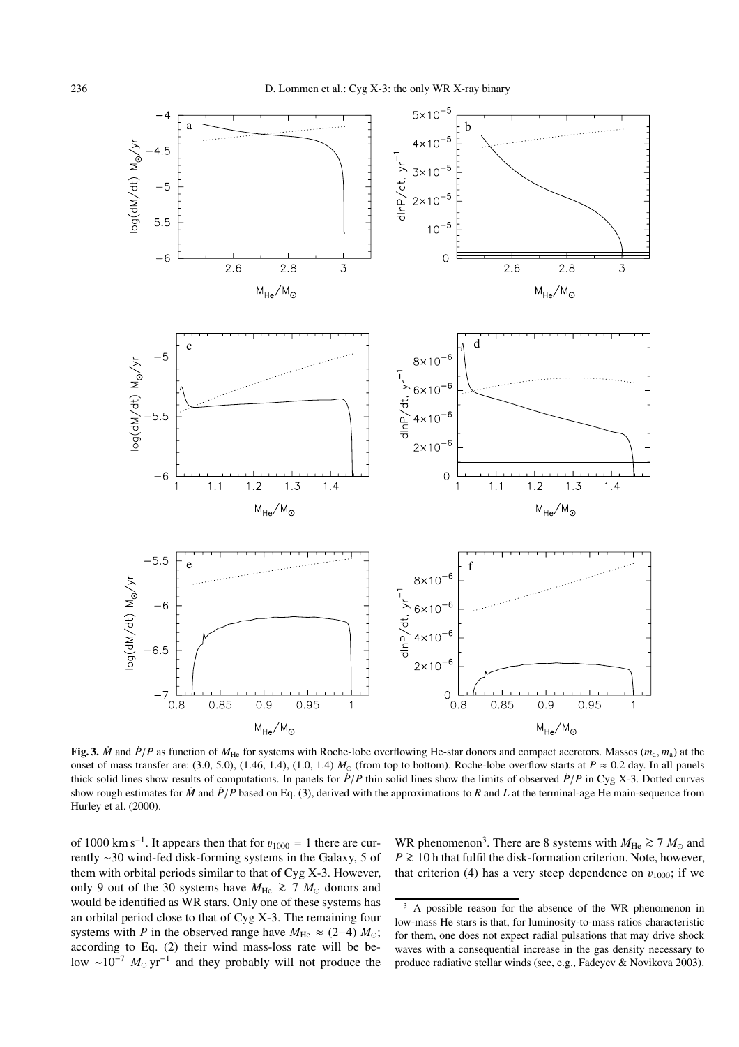**Fig. 3.** $\dot{M}$ and $\dot{P}/P$ as function of $M_{\rm He}$ for systems with Roche-lobe overflowing He-star donors and compact accretors. Masses $(m_{\rm d}, m_{\rm a})$ at the onset of mass transfer are: (3.0, 5.0), (1.46, 1.4), (1.0, 1.4) $M_{\odot}$ (from top to bottom). Roche-lobe overflow starts at $P \approx 0.2$ day. In all panels thick solid lines show results of computations. In panels for $\dot{P}/P$ thin solid lines show the limits of observed $\dot{P}/P$ in Cyg X-3. Dotted curves show rough estimates for $\dot{M}$ and $\dot{P}/P$ based on Eq. (3), derived with the approximations to $R$ and $L$ at the terminal-age He main-sequence from Hurley et al. (2000).

of 1000 km s$^{-1}$. It appears then that for $v_{1000} = 1$ there are currently ~30 wind-fed disk-forming systems in the Galaxy, 5 of them with orbital periods similar to that of Cyg X-3. However, only 9 out of the 30 systems have $M_{\rm He} \gtrsim 7\ M_{\odot}$ donors and would be identified as WR stars. Only one of these systems has an orbital period close to that of Cyg X-3. The remaining four systems with $P$ in the observed range have $M_{\rm He} \approx (2-4)\ M_{\odot}$; according to Eq. (2) their wind mass-loss rate will be below $\sim 10^{-7}\ M_{\odot}\,{\rm yr}^{-1}$ and they probably will not produce the WR phenomenon[3]. There are 8 systems with $M_{\rm He} \gtrsim 7\ M_{\odot}$ and $P \gtrsim 10$ h that fulfil the disk-formation criterion. Note, however, that criterion (4) has a very steep dependence on $v_{1000}$; if we

[3] A possible reason for the absence of the WR phenomenon in low-mass He stars is that, for luminosity-to-mass ratios characteristic for them, one does not expect radial pulsations that may drive shock waves with a consequential increase in the gas density necessary to produce radiative stellar winds (see, e.g., Fadeyev & Novikova 2003).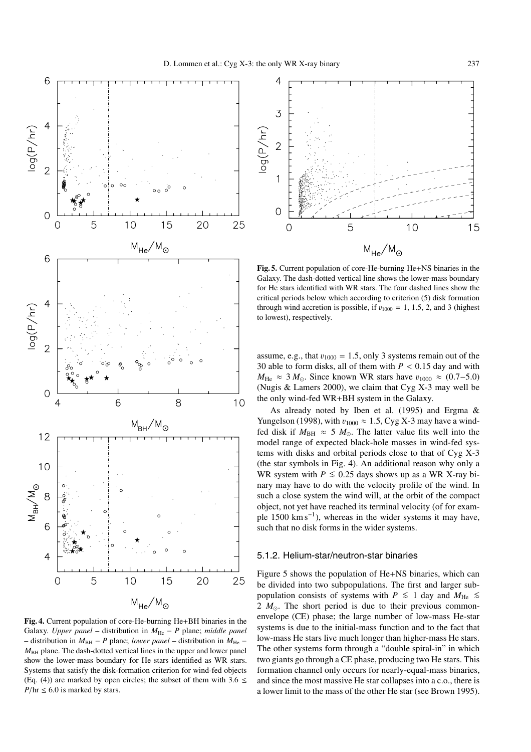**Fig. 4.** Current population of core-He-burning He+BH binaries in the Galaxy. *Upper panel* – distribution in $M_{\rm He} - P$ plane; *middle panel* – distribution in $M_{\rm BH} - P$ plane; *lower panel* – distribution in $M_{\rm He} - M_{\rm BH}$ plane. The dash-dotted vertical lines in the upper and lower panel show the lower-mass boundary for He stars identified as WR stars. Systems that satisfy the disk-formation criterion for wind-fed objects (Eq. (4)) are marked by open circles; the subset of them with $3.6 \leq P/{\rm hr} \leq 6.0$ is marked by stars.

**Fig. 5.** Current population of core-He-burning He+NS binaries in the Galaxy. The dash-dotted vertical line shows the lower-mass boundary for He stars identified with WR stars. The four dashed lines show the critical periods below which according to criterion (5) disk formation through wind accretion is possible, if $v_{1000} = 1$, 1.5, 2, and 3 (highest to lowest), respectively.

assume, e.g., that $v_{1000} = 1.5$, only 3 systems remain out of the 30 able to form disks, all of them with $P < 0.15$ day and with $M_{\rm He} \approx 3\,M_{\odot}$. Since known WR stars have $v_{1000} \approx (0.7{-}5.0)$ (Nugis & Lamers 2000), we claim that Cyg X-3 may well be the only wind-fed WR+BH system in the Galaxy.

As already noted by Iben et al. (1995) and Ergma & Yungelson (1998), with $v_{1000} \approx 1.5$, Cyg X-3 may have a wind-fed disk if $M_{\rm BH} \approx 5\,M_{\odot}$. The latter value fits well into the model range of expected black-hole masses in wind-fed systems with disks and orbital periods close to that of Cyg X-3 (the star symbols in Fig. 4). An additional reason why only a WR system with $P \lesssim 0.25$ days shows up as a WR X-ray binary may have to do with the velocity profile of the wind. In such a close system the wind will, at the orbit of the compact object, not yet have reached its terminal velocity (of for example 1500 km s$^{-1}$), whereas in the wider systems it may have, such that no disk forms in the wider systems.

### 5.1.2. Helium-star/neutron-star binaries

Figure 5 shows the population of He+NS binaries, which can be divided into two subpopulations. The first and larger subpopulation consists of systems with $P \lesssim 1$ day and $M_{\rm He} \lesssim 2\,M_{\odot}$. The short period is due to their previous common-envelope (CE) phase; the large number of low-mass He-star systems is due to the initial-mass function and to the fact that low-mass He stars live much longer than higher-mass He stars. The other systems form through a "double spiral-in" in which two giants go through a CE phase, producing two He stars. This formation channel only occurs for nearly-equal-mass binaries, and since the most massive He star collapses into a c.o., there is a lower limit to the mass of the other He star (see Brown 1995).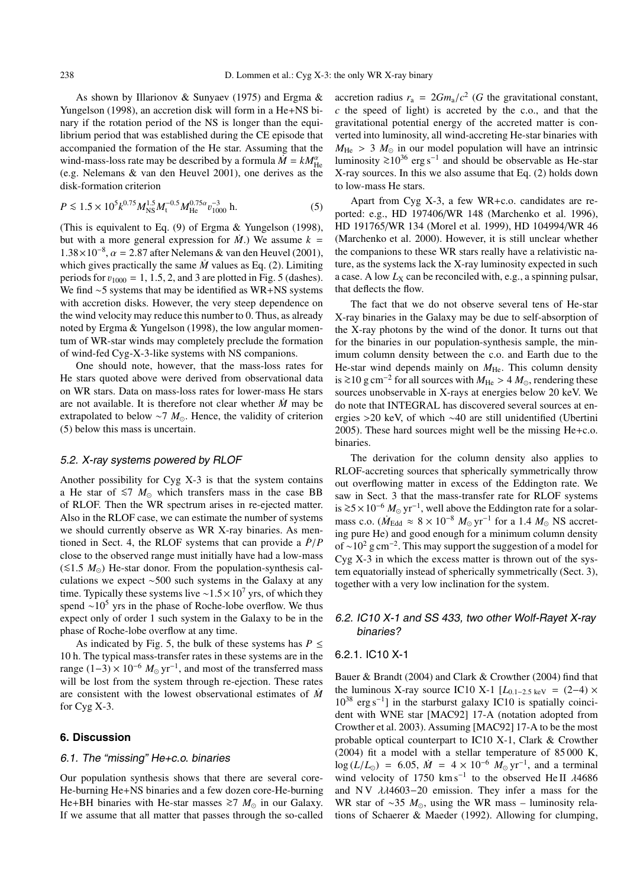As shown by Illarionov & Sunyaev (1975) and Ergma & Yungelson (1998), an accretion disk will form in a He+NS binary if the rotation period of the NS is longer than the equilibrium period that was established during the CE episode that accompanied the formation of the He star. Assuming that the wind-mass-loss rate may be described by a formula $\dot{M} = kM_{\rm He}^{\alpha}$ (e.g. Nelemans & van den Heuvel 2001), one derives as the disk-formation criterion

$$P \lesssim 1.5 \times 10^5 k^{0.75} M_{\rm NS}^{1.5} M_{\rm t}^{-0.5} M_{\rm He}^{0.75\alpha} v_{1000}^{-3} \text{ h.} \quad (5)$$

(This is equivalent to Eq. (9) of Ergma & Yungelson (1998), but with a more general expression for $\dot{M}$.) We assume $k = 1.38 \times 10^{-8}$, $\alpha = 2.87$ after Nelemans & van den Heuvel (2001), which gives practically the same $\dot{M}$ values as Eq. (2). Limiting periods for $v_{1000} = 1, 1.5, 2$, and 3 are plotted in Fig. 5 (dashes). We find ~5 systems that may be identified as WR+NS systems with accretion disks. However, the very steep dependence on the wind velocity may reduce this number to 0. Thus, as already noted by Ergma & Yungelson (1998), the low angular momentum of WR-star winds may completely preclude the formation of wind-fed Cyg-X-3-like systems with NS companions.

One should note, however, that the mass-loss rates for He stars quoted above were derived from observational data on WR stars. Data on mass-loss rates for lower-mass He stars are not available. It is therefore not clear whether $\dot{M}$ may be extrapolated to below $\sim 7\ M_{\odot}$. Hence, the validity of criterion (5) below this mass is uncertain.

### *5.2. X-ray systems powered by RLOF*

Another possibility for Cyg X-3 is that the system contains a He star of $\lesssim 7\ M_{\odot}$ which transfers mass in the case BB of RLOF. Then the WR spectrum arises in re-ejected matter. Also in the RLOF case, we can estimate the number of systems we should currently observe as WR X-ray binaries. As mentioned in Sect. 4, the RLOF systems that can provide a $\dot{P}/P$ close to the observed range must initially have had a low-mass ($\lesssim 1.5\ M_{\odot}$) He-star donor. From the population-synthesis calculations we expect ~500 such systems in the Galaxy at any time. Typically these systems live $\sim 1.5 \times 10^7$ yrs, of which they spend $\sim 10^5$ yrs in the phase of Roche-lobe overflow. We thus expect only of order 1 such system in the Galaxy to be in the phase of Roche-lobe overflow at any time.

As indicated by Fig. 5, the bulk of these systems has $P \leq 10$ h. The typical mass-transfer rates in these systems are in the range $(1-3) \times 10^{-6}\ M_{\odot}\,\text{yr}^{-1}$, and most of the transferred mass will be lost from the system through re-ejection. These rates are consistent with the lowest observational estimates of $\dot{M}$ for Cyg X-3.

## 6. Discussion

### *6.1. The "missing" He+c.o. binaries*

Our population synthesis shows that there are several core-He-burning He+NS binaries and a few dozen core-He-burning He+BH binaries with He-star masses $\gtrsim 7\ M_{\odot}$ in our Galaxy. If we assume that all matter that passes through the so-called accretion radius $r_{\rm a} = 2Gm_{\rm a}/c^2$ ($G$ the gravitational constant, $c$ the speed of light) is accreted by the c.o., and that the gravitational potential energy of the accreted matter is converted into luminosity, all wind-accreting He-star binaries with $M_{\rm He} > 3\ M_{\odot}$ in our model population will have an intrinsic luminosity $\gtrsim 10^{36}$ erg s$^{-1}$ and should be observable as He-star X-ray sources. In this we also assume that Eq. (2) holds down to low-mass He stars.

Apart from Cyg X-3, a few WR+c.o. candidates are reported: e.g., HD 197406/WR 148 (Marchenko et al. 1996), HD 191765/WR 134 (Morel et al. 1999), HD 104994/WR 46 (Marchenko et al. 2000). However, it is still unclear whether the companions to these WR stars really have a relativistic nature, as the systems lack the X-ray luminosity expected in such a case. A low $L_{\rm X}$ can be reconciled with, e.g., a spinning pulsar, that deflects the flow.

The fact that we do not observe several tens of He-star X-ray binaries in the Galaxy may be due to self-absorption of the X-ray photons by the wind of the donor. It turns out that for the binaries in our population-synthesis sample, the minimum column density between the c.o. and Earth due to the He-star wind depends mainly on $M_{\rm He}$. This column density is $\gtrsim 10$ g cm$^{-2}$ for all sources with $M_{\rm He} > 4\ M_{\odot}$, rendering these sources unobservable in X-rays at energies below 20 keV. We do note that INTEGRAL has discovered several sources at energies >20 keV, of which ~40 are still unidentified (Ubertini 2005). These hard sources might well be the missing He+c.o. binaries.

The derivation for the column density also applies to RLOF-accreting sources that spherically symmetrically throw out overflowing matter in excess of the Eddington rate. We saw in Sect. 3 that the mass-transfer rate for RLOF systems is $\gtrsim 5 \times 10^{-6}\ M_{\odot}\,\text{yr}^{-1}$, well above the Eddington rate for a solar-mass c.o. ($\dot{M}_{\rm Edd} \approx 8 \times 10^{-8}\ M_{\odot}\,\text{yr}^{-1}$ for a 1.4 $M_{\odot}$ NS accreting pure He) and good enough for a minimum column density of $\sim 10^2$ g cm$^{-2}$. This may support the suggestion of a model for Cyg X-3 in which the excess matter is thrown out of the system equatorially instead of spherically symmetrically (Sect. 3), together with a very low inclination for the system.

### *6.2. IC10 X-1 and SS 433, two other Wolf-Rayet X-ray binaries?*

#### 6.2.1. IC10 X-1

Bauer & Brandt (2004) and Clark & Crowther (2004) find that the luminous X-ray source IC10 X-1 [$L_{0.1-2.5\ \rm keV} = (2-4) \times 10^{38}$ erg s$^{-1}$] in the starburst galaxy IC10 is spatially coincident with WNE star [MAC92] 17-A (notation adopted from Crowther et al. 2003). Assuming [MAC92] 17-A to be the most probable optical counterpart to IC10 X-1, Clark & Crowther (2004) fit a model with a stellar temperature of 85 000 K, $\log(L/L_{\odot}) = 6.05$, $\dot{M} = 4 \times 10^{-6}\ M_{\odot}\,\text{yr}^{-1}$, and a terminal wind velocity of 1750 km s$^{-1}$ to the observed He II $\lambda$4686 and N V $\lambda\lambda$4603–20 emission. They infer a mass for the WR star of $\sim 35\ M_{\odot}$, using the WR mass – luminosity relations of Schaerer & Maeder (1992). Allowing for clumping,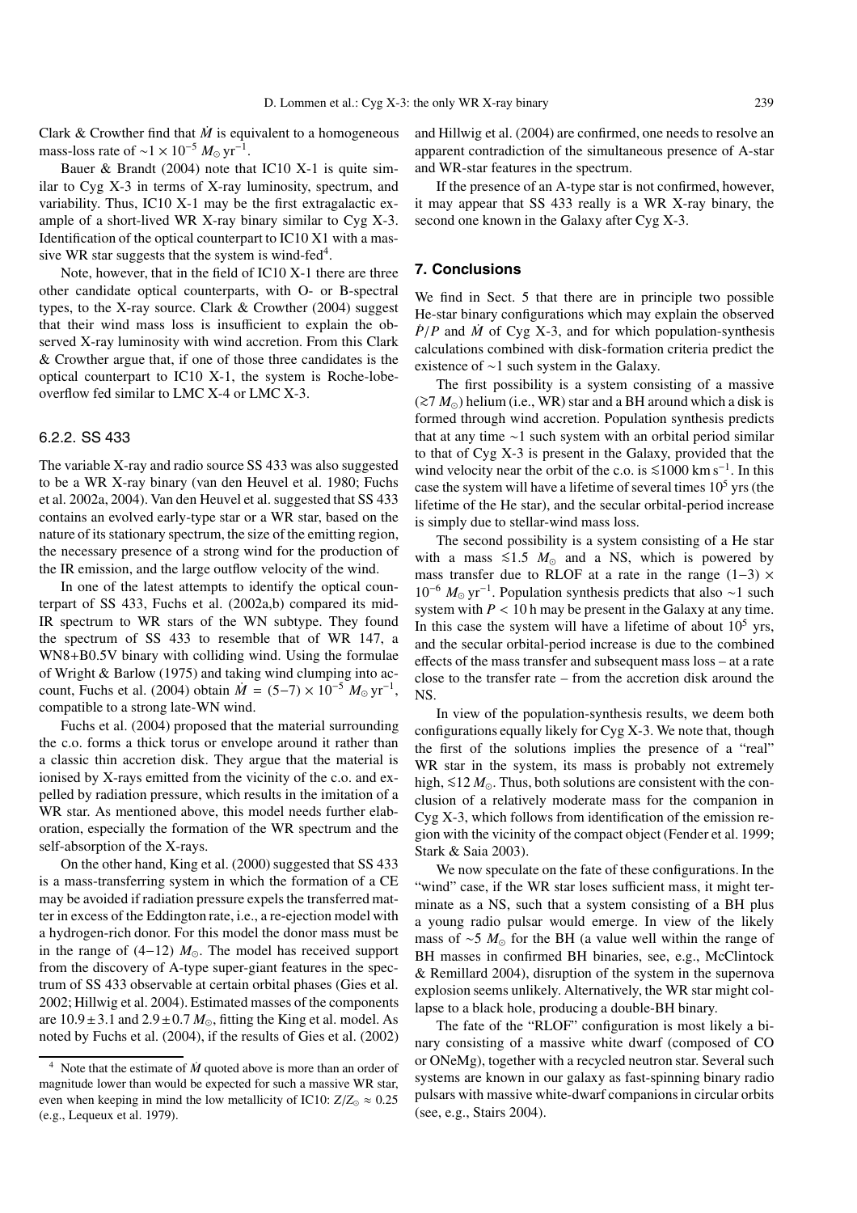Clark & Crowther find that $\dot{M}$ is equivalent to a homogeneous mass-loss rate of $\sim 1 \times 10^{-5}\ M_{\odot}\ \mathrm{yr}^{-1}$.

Bauer & Brandt (2004) note that IC10 X-1 is quite similar to Cyg X-3 in terms of X-ray luminosity, spectrum, and variability. Thus, IC10 X-1 may be the first extragalactic example of a short-lived WR X-ray binary similar to Cyg X-3. Identification of the optical counterpart to IC10 X1 with a massive WR star suggests that the system is wind-fed[4].

Note, however, that in the field of IC10 X-1 there are three other candidate optical counterparts, with O- or B-spectral types, to the X-ray source. Clark & Crowther (2004) suggest that their wind mass loss is insufficient to explain the observed X-ray luminosity with wind accretion. From this Clark & Crowther argue that, if one of those three candidates is the optical counterpart to IC10 X-1, the system is Roche-lobe-overflow fed similar to LMC X-4 or LMC X-3.

### 6.2.2. SS 433

The variable X-ray and radio source SS 433 was also suggested to be a WR X-ray binary (van den Heuvel et al. 1980; Fuchs et al. 2002a, 2004). Van den Heuvel et al. suggested that SS 433 contains an evolved early-type star or a WR star, based on the nature of its stationary spectrum, the size of the emitting region, the necessary presence of a strong wind for the production of the IR emission, and the large outflow velocity of the wind.

In one of the latest attempts to identify the optical counterpart of SS 433, Fuchs et al. (2002a,b) compared its mid-IR spectrum to WR stars of the WN subtype. They found the spectrum of SS 433 to resemble that of WR 147, a WN8+B0.5V binary with colliding wind. Using the formulae of Wright & Barlow (1975) and taking wind clumping into account, Fuchs et al. (2004) obtain $\dot{M} = (5{-}7) \times 10^{-5}\ M_{\odot}\ \mathrm{yr}^{-1}$, compatible to a strong late-WN wind.

Fuchs et al. (2004) proposed that the material surrounding the c.o. forms a thick torus or envelope around it rather than a classic thin accretion disk. They argue that the material is ionised by X-rays emitted from the vicinity of the c.o. and expelled by radiation pressure, which results in the imitation of a WR star. As mentioned above, this model needs further elaboration, especially the formation of the WR spectrum and the self-absorption of the X-rays.

On the other hand, King et al. (2000) suggested that SS 433 is a mass-transferring system in which the formation of a CE may be avoided if radiation pressure expels the transferred matter in excess of the Eddington rate, i.e., a re-ejection model with a hydrogen-rich donor. For this model the donor mass must be in the range of $(4{-}12)\ M_{\odot}$. The model has received support from the discovery of A-type super-giant features in the spectrum of SS 433 observable at certain orbital phases (Gies et al. 2002; Hillwig et al. 2004). Estimated masses of the components are $10.9 \pm 3.1$ and $2.9 \pm 0.7\ M_{\odot}$, fitting the King et al. model. As noted by Fuchs et al. (2004), if the results of Gies et al. (2002) and Hillwig et al. (2004) are confirmed, one needs to resolve an apparent contradiction of the simultaneous presence of A-star and WR-star features in the spectrum.

If the presence of an A-type star is not confirmed, however, it may appear that SS 433 really is a WR X-ray binary, the second one known in the Galaxy after Cyg X-3.

## 7. Conclusions

We find in Sect. 5 that there are in principle two possible He-star binary configurations which may explain the observed $\dot{P}/P$ and $\dot{M}$ of Cyg X-3, and for which population-synthesis calculations combined with disk-formation criteria predict the existence of $\sim$1 such system in the Galaxy.

The first possibility is a system consisting of a massive ($\gtrsim 7\ M_{\odot}$) helium (i.e., WR) star and a BH around which a disk is formed through wind accretion. Population synthesis predicts that at any time $\sim$1 such system with an orbital period similar to that of Cyg X-3 is present in the Galaxy, provided that the wind velocity near the orbit of the c.o. is $\lesssim 1000\ \mathrm{km\ s^{-1}}$. In this case the system will have a lifetime of several times $10^5$ yrs (the lifetime of the He star), and the secular orbital-period increase is simply due to stellar-wind mass loss.

The second possibility is a system consisting of a He star with a mass $\lesssim 1.5\ M_{\odot}$ and a NS, which is powered by mass transfer due to RLOF at a rate in the range $(1{-}3) \times 10^{-6}\ M_{\odot}\ \mathrm{yr}^{-1}$. Population synthesis predicts that also $\sim$1 such system with $P < 10$ h may be present in the Galaxy at any time. In this case the system will have a lifetime of about $10^5$ yrs, and the secular orbital-period increase is due to the combined effects of the mass transfer and subsequent mass loss – at a rate close to the transfer rate – from the accretion disk around the NS.

In view of the population-synthesis results, we deem both configurations equally likely for Cyg X-3. We note that, though the first of the solutions implies the presence of a "real" WR star in the system, its mass is probably not extremely high, $\lesssim 12\ M_{\odot}$. Thus, both solutions are consistent with the conclusion of a relatively moderate mass for the companion in Cyg X-3, which follows from identification of the emission region with the vicinity of the compact object (Fender et al. 1999; Stark & Saia 2003).

We now speculate on the fate of these configurations. In the "wind" case, if the WR star loses sufficient mass, it might terminate as a NS, such that a system consisting of a BH plus a young radio pulsar would emerge. In view of the likely mass of $\sim 5\ M_{\odot}$ for the BH (a value well within the range of BH masses in confirmed BH binaries, see, e.g., McClintock & Remillard 2004), disruption of the system in the supernova explosion seems unlikely. Alternatively, the WR star might collapse to a black hole, producing a double-BH binary.

The fate of the "RLOF" configuration is most likely a binary consisting of a massive white dwarf (composed of CO or ONeMg), together with a recycled neutron star. Several such systems are known in our galaxy as fast-spinning binary radio pulsars with massive white-dwarf companions in circular orbits (see, e.g., Stairs 2004).

[4] Note that the estimate of $\dot{M}$ quoted above is more than an order of magnitude lower than would be expected for such a massive WR star, even when keeping in mind the low metallicity of IC10: $Z/Z_{\odot} \approx 0.25$ (e.g., Lequeux et al. 1979).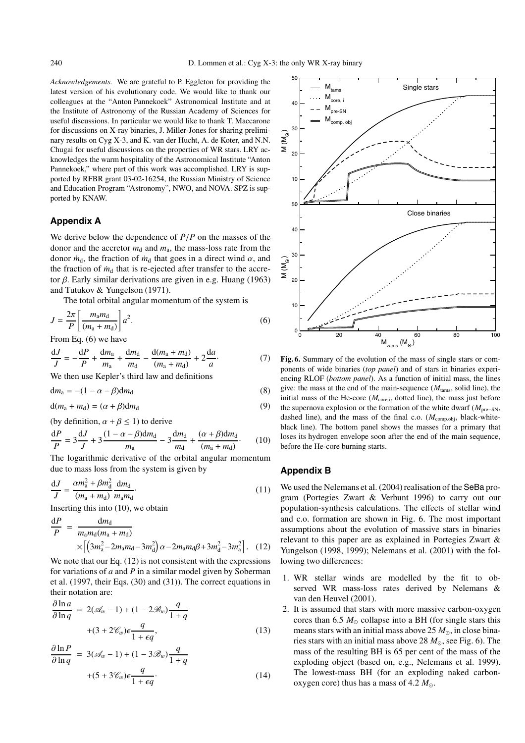*Acknowledgements.* We are grateful to P. Eggleton for providing the latest version of his evolutionary code. We would like to thank our colleagues at the "Anton Pannekoek" Astronomical Institute and at the Institute of Astronomy of the Russian Academy of Sciences for useful discussions. In particular we would like to thank T. Maccarone for discussions on X-ray binaries, J. Miller-Jones for sharing preliminary results on Cyg X-3, and K. van der Hucht, A. de Koter, and N.N. Chugai for useful discussions on the properties of WR stars. LRY acknowledges the warm hospitality of the Astronomical Institute "Anton Pannekoek," where part of this work was accomplished. LRY is supported by RFBR grant 03-02-16254, the Russian Ministry of Science and Education Program "Astronomy", NWO, and NOVA. SPZ is supported by KNAW.

## Appendix A

We derive below the dependence of $\dot{P}/P$ on the masses of the donor and the accretor $m_\mathrm{d}$ and $m_\mathrm{a}$, the mass-loss rate from the donor $\dot{m}_\mathrm{d}$, the fraction of $\dot{m}_\mathrm{d}$ that goes in a direct wind $\alpha$, and the fraction of $\dot{m}_\mathrm{d}$ that is re-ejected after transfer to the accretor $\beta$. Early similar derivations are given in e.g. Huang (1963) and Tutukov & Yungelson (1971).

The total orbital angular momentum of the system is

$$J = \frac{2\pi}{P}\left[\frac{m_\mathrm{a}m_\mathrm{d}}{(m_\mathrm{a}+m_\mathrm{d})}\right]a^2. \tag{6}$$

From Eq. (6) we have

$$\frac{\mathrm{d}J}{J} = -\frac{\mathrm{d}P}{P} + \frac{\mathrm{d}m_\mathrm{a}}{m_\mathrm{a}} + \frac{\mathrm{d}m_\mathrm{d}}{m_\mathrm{d}} - \frac{\mathrm{d}(m_\mathrm{a}+m_\mathrm{d})}{(m_\mathrm{a}+m_\mathrm{d})} + 2\frac{\mathrm{d}a}{a}\cdot \tag{7}$$

We then use Kepler's third law and definitions

$$\mathrm{d}m_\mathrm{a} = -(1-\alpha-\beta)\mathrm{d}m_\mathrm{d} \tag{8}$$

$$\mathrm{d}(m_\mathrm{a}+m_\mathrm{d}) = (\alpha+\beta)\mathrm{d}m_\mathrm{d} \tag{9}$$

(by definition, $\alpha+\beta \le 1$) to derive

$$\frac{\mathrm{d}P}{P} = 3\frac{\mathrm{d}J}{J} + 3\frac{(1-\alpha-\beta)\mathrm{d}m_\mathrm{d}}{m_\mathrm{a}} - 3\frac{\mathrm{d}m_\mathrm{d}}{m_\mathrm{d}} + \frac{(\alpha+\beta)\mathrm{d}m_\mathrm{d}}{(m_\mathrm{a}+m_\mathrm{d})}\cdot \tag{10}$$

The logarithmic derivative of the orbital angular momentum due to mass loss from the system is given by

$$\frac{\mathrm{d}J}{J} = \frac{\alpha m_\mathrm{a}^2 + \beta m_\mathrm{d}^2}{(m_\mathrm{a}+m_\mathrm{d})}\frac{\mathrm{d}m_\mathrm{d}}{m_\mathrm{a}m_\mathrm{d}}\cdot \tag{11}$$

Inserting this into (10), we obtain

$$\frac{\mathrm{d}P}{P} = \frac{\mathrm{d}m_\mathrm{d}}{m_\mathrm{a}m_\mathrm{d}(m_\mathrm{a}+m_\mathrm{d})} \times\left[\left(3m_\mathrm{a}^2 - 2m_\mathrm{a}m_\mathrm{d} - 3m_\mathrm{d}^2\right)\alpha - 2m_\mathrm{a}m_\mathrm{d}\beta + 3m_\mathrm{d}^2 - 3m_\mathrm{a}^2\right]. \tag{12}$$

We note that our Eq. (12) is not consistent with the expressions for variations of $a$ and $P$ in a similar model given by Soberman et al. (1997, their Eqs. (30) and (31)). The correct equations in their notation are:

$$\frac{\partial \ln a}{\partial \ln q} = 2(\mathscr{A}_w - 1) + (1 - 2\mathscr{B}_w)\frac{q}{1+q} + (3 + 2\mathscr{C}_w)\epsilon\frac{q}{1+\epsilon q}, \tag{13}$$

$$\frac{\partial \ln P}{\partial \ln q} = 3(\mathscr{A}_w - 1) + (1 - 3\mathscr{B}_w)\frac{q}{1+q} + (5 + 3\mathscr{C}_w)\epsilon\frac{q}{1+\epsilon q}\cdot \tag{14}$$

**Fig. 6.** Summary of the evolution of the mass of single stars or components of wide binaries (*top panel*) and of stars in binaries experiencing RLOF (*bottom panel*). As a function of initial mass, the lines give: the mass at the end of the main-sequence ($M_\mathrm{tams}$, solid line), the initial mass of the He-core ($M_\mathrm{core,i}$, dotted line), the mass just before the supernova explosion or the formation of the white dwarf ($M_\mathrm{pre-SN}$, dashed line), and the mass of the final c.o. ($M_\mathrm{comp.obj}$, black-white-black line). The bottom panel shows the masses for a primary that loses its hydrogen envelope soon after the end of the main sequence, before the He-core burning starts.

## Appendix B

We used the Nelemans et al. (2004) realisation of the SeBa program (Portegies Zwart & Verbunt 1996) to carry out our population-synthesis calculations. The effects of stellar wind and c.o. formation are shown in Fig. 6. The most important assumptions about the evolution of massive stars in binaries relevant to this paper are as explained in Portegies Zwart & Yungelson (1998, 1999); Nelemans et al. (2001) with the following two differences:

1. WR stellar winds are modelled by the fit to observed WR mass-loss rates derived by Nelemans & van den Heuvel (2001).
2. It is assumed that stars with more massive carbon-oxygen cores than 6.5 $M_\odot$ collapse into a BH (for single stars this means stars with an initial mass above 25 $M_\odot$, in close binaries stars with an initial mass above 28 $M_\odot$, see Fig. 6). The mass of the resulting BH is 65 per cent of the mass of the exploding object (based on, e.g., Nelemans et al. 1999). The lowest-mass BH (for an exploding naked carbon-oxygen core) thus has a mass of 4.2 $M_\odot$.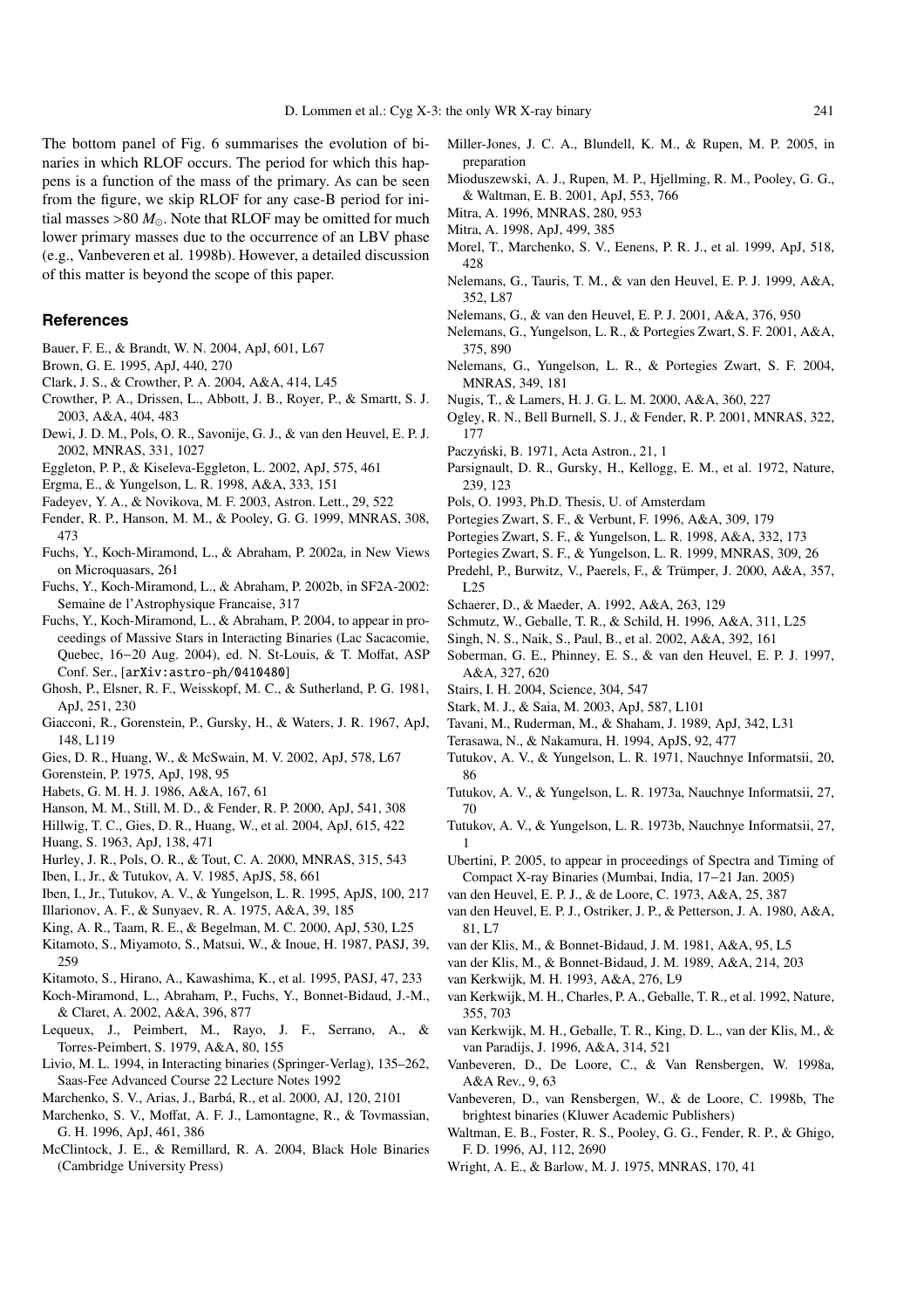The bottom panel of Fig. 6 summarises the evolution of binaries in which RLOF occurs. The period for which this happens is a function of the mass of the primary. As can be seen from the figure, we skip RLOF for any case-B period for initial masses >80 $M_{\odot}$. Note that RLOF may be omitted for much lower primary masses due to the occurrence of an LBV phase (e.g., Vanbeveren et al. 1998b). However, a detailed discussion of this matter is beyond the scope of this paper.

## References

Bauer, F. E., & Brandt, W. N. 2004, ApJ, 601, L67

Brown, G. E. 1995, ApJ, 440, 270

Clark, J. S., & Crowther, P. A. 2004, A&A, 414, L45

Crowther, P. A., Drissen, L., Abbott, J. B., Royer, P., & Smartt, S. J. 2003, A&A, 404, 483

Dewi, J. D. M., Pols, O. R., Savonije, G. J., & van den Heuvel, E. P. J. 2002, MNRAS, 331, 1027

Eggleton, P. P., & Kiseleva-Eggleton, L. 2002, ApJ, 575, 461

Ergma, E., & Yungelson, L. R. 1998, A&A, 333, 151

Fadeyev, Y. A., & Novikova, M. F. 2003, Astron. Lett., 29, 522

Fender, R. P., Hanson, M. M., & Pooley, G. G. 1999, MNRAS, 308, 473

Fuchs, Y., Koch-Miramond, L., & Abraham, P. 2002a, in New Views on Microquasars, 261

Fuchs, Y., Koch-Miramond, L., & Abraham, P. 2002b, in SF2A-2002: Semaine de l'Astrophysique Francaise, 317

Fuchs, Y., Koch-Miramond, L., & Abraham, P. 2004, to appear in proceedings of Massive Stars in Interacting Binaries (Lac Sacacomie, Quebec, 16−20 Aug. 2004), ed. N. St-Louis, & T. Moffat, ASP Conf. Ser., [arXiv:astro-ph/0410480]

Ghosh, P., Elsner, R. F., Weisskopf, M. C., & Sutherland, P. G. 1981, ApJ, 251, 230

Giacconi, R., Gorenstein, P., Gursky, H., & Waters, J. R. 1967, ApJ, 148, L119

Gies, D. R., Huang, W., & McSwain, M. V. 2002, ApJ, 578, L67

Gorenstein, P. 1975, ApJ, 198, 95

Habets, G. M. H. J. 1986, A&A, 167, 61

Hanson, M. M., Still, M. D., & Fender, R. P. 2000, ApJ, 541, 308

Hillwig, T. C., Gies, D. R., Huang, W., et al. 2004, ApJ, 615, 422

Huang, S. 1963, ApJ, 138, 471

Hurley, J. R., Pols, O. R., & Tout, C. A. 2000, MNRAS, 315, 543

Iben, I., Jr., & Tutukov, A. V. 1985, ApJS, 58, 661

Iben, I., Jr., Tutukov, A. V., & Yungelson, L. R. 1995, ApJS, 100, 217

Illarionov, A. F., & Sunyaev, R. A. 1975, A&A, 39, 185

King, A. R., Taam, R. E., & Begelman, M. C. 2000, ApJ, 530, L25

Kitamoto, S., Miyamoto, S., Matsui, W., & Inoue, H. 1987, PASJ, 39, 259

Kitamoto, S., Hirano, A., Kawashima, K., et al. 1995, PASJ, 47, 233

Koch-Miramond, L., Abraham, P., Fuchs, Y., Bonnet-Bidaud, J.-M., & Claret, A. 2002, A&A, 396, 877

Lequeux, J., Peimbert, M., Rayo, J. F., Serrano, A., & Torres-Peimbert, S. 1979, A&A, 80, 155

Livio, M. L. 1994, in Interacting binaries (Springer-Verlag), 135–262, Saas-Fee Advanced Course 22 Lecture Notes 1992

Marchenko, S. V., Arias, J., Barbá, R., et al. 2000, AJ, 120, 2101

Marchenko, S. V., Moffat, A. F. J., Lamontagne, R., & Tovmassian, G. H. 1996, ApJ, 461, 386

McClintock, J. E., & Remillard, R. A. 2004, Black Hole Binaries (Cambridge University Press)

Miller-Jones, J. C. A., Blundell, K. M., & Rupen, M. P. 2005, in preparation

Mioduszewski, A. J., Rupen, M. P., Hjellming, R. M., Pooley, G. G., & Waltman, E. B. 2001, ApJ, 553, 766

Mitra, A. 1996, MNRAS, 280, 953

Mitra, A. 1998, ApJ, 499, 385

Morel, T., Marchenko, S. V., Eenens, P. R. J., et al. 1999, ApJ, 518, 428

Nelemans, G., Tauris, T. M., & van den Heuvel, E. P. J. 1999, A&A, 352, L87

Nelemans, G., & van den Heuvel, E. P. J. 2001, A&A, 376, 950

Nelemans, G., Yungelson, L. R., & Portegies Zwart, S. F. 2001, A&A, 375, 890

Nelemans, G., Yungelson, L. R., & Portegies Zwart, S. F. 2004, MNRAS, 349, 181

Nugis, T., & Lamers, H. J. G. L. M. 2000, A&A, 360, 227

Ogley, R. N., Bell Burnell, S. J., & Fender, R. P. 2001, MNRAS, 322, 177

Paczyński, B. 1971, Acta Astron., 21, 1

Parsignault, D. R., Gursky, H., Kellogg, E. M., et al. 1972, Nature, 239, 123

Pols, O. 1993, Ph.D. Thesis, U. of Amsterdam

Portegies Zwart, S. F., & Verbunt, F. 1996, A&A, 309, 179

Portegies Zwart, S. F., & Yungelson, L. R. 1998, A&A, 332, 173

Portegies Zwart, S. F., & Yungelson, L. R. 1999, MNRAS, 309, 26

Predehl, P., Burwitz, V., Paerels, F., & Trümper, J. 2000, A&A, 357, L25

Schaerer, D., & Maeder, A. 1992, A&A, 263, 129

Schmutz, W., Geballe, T. R., & Schild, H. 1996, A&A, 311, L25

Singh, N. S., Naik, S., Paul, B., et al. 2002, A&A, 392, 161

Soberman, G. E., Phinney, E. S., & van den Heuvel, E. P. J. 1997, A&A, 327, 620

Stairs, I. H. 2004, Science, 304, 547

Stark, M. J., & Saia, M. 2003, ApJ, 587, L101

Tavani, M., Ruderman, M., & Shaham, J. 1989, ApJ, 342, L31

Terasawa, N., & Nakamura, H. 1994, ApJS, 92, 477

Tutukov, A. V., & Yungelson, L. R. 1971, Nauchnye Informatsii, 20, 86

Tutukov, A. V., & Yungelson, L. R. 1973a, Nauchnye Informatsii, 27, 70

Tutukov, A. V., & Yungelson, L. R. 1973b, Nauchnye Informatsii, 27, 1

Ubertini, P. 2005, to appear in proceedings of Spectra and Timing of Compact X-ray Binaries (Mumbai, India, 17−21 Jan. 2005)

van den Heuvel, E. P. J., & de Loore, C. 1973, A&A, 25, 387

van den Heuvel, E. P. J., Ostriker, J. P., & Petterson, J. A. 1980, A&A, 81, L7

van der Klis, M., & Bonnet-Bidaud, J. M. 1981, A&A, 95, L5

van der Klis, M., & Bonnet-Bidaud, J. M. 1989, A&A, 214, 203

van Kerkwijk, M. H. 1993, A&A, 276, L9

van Kerkwijk, M. H., Charles, P. A., Geballe, T. R., et al. 1992, Nature, 355, 703

van Kerkwijk, M. H., Geballe, T. R., King, D. L., van der Klis, M., & van Paradijs, J. 1996, A&A, 314, 521

Vanbeveren, D., De Loore, C., & Van Rensbergen, W. 1998a, A&A Rev., 9, 63

Vanbeveren, D., van Rensbergen, W., & de Loore, C. 1998b, The brightest binaries (Kluwer Academic Publishers)

Waltman, E. B., Foster, R. S., Pooley, G. G., Fender, R. P., & Ghigo, F. D. 1996, AJ, 112, 2690

Wright, A. E., & Barlow, M. J. 1975, MNRAS, 170, 41